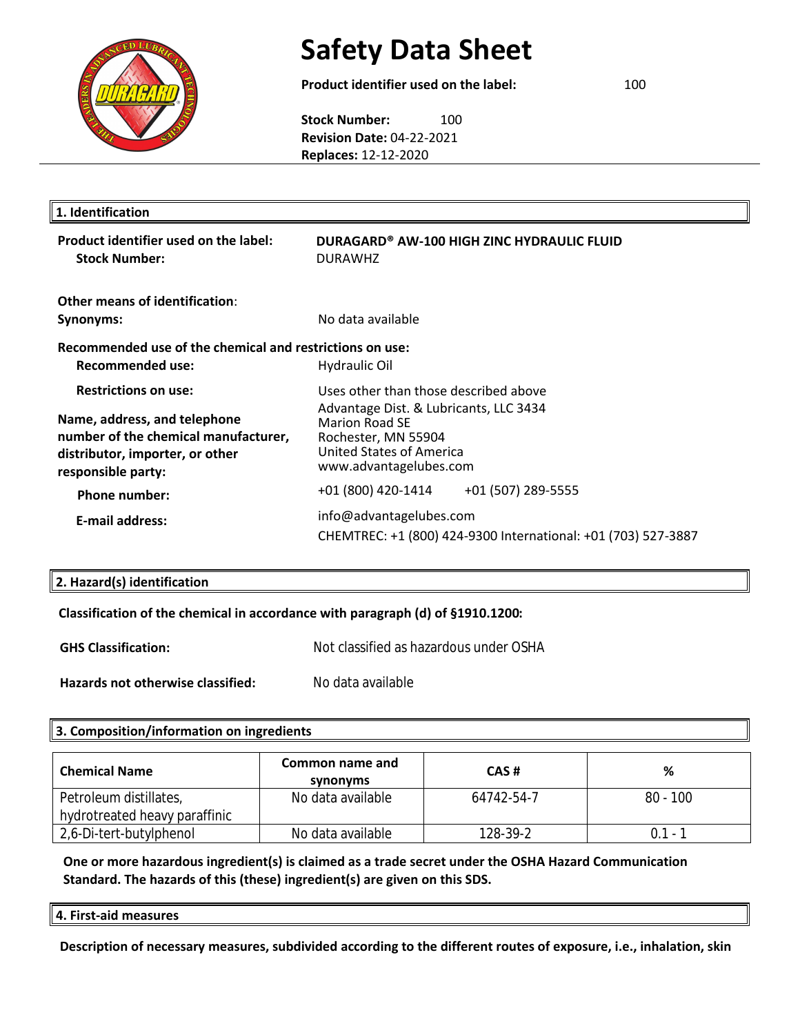# Safety Data Sheet

**Product identifier used on the label:** 100

**Stock Number:** 100
**Revision Date:** 04-22-2021
**Replaces:** 12-12-2020

## 1. Identification

**Product identifier used on the label:** DURAGARD® AW-100 HIGH ZINC HYDRAULIC FLUID
**Stock Number:** DURAWHZ

**Other means of identification**:
**Synonyms:** No data available

**Recommended use of the chemical and restrictions on use:**
**Recommended use:** Hydraulic Oil

**Restrictions on use:** Uses other than those described above

**Name, address, and telephone number of the chemical manufacturer, distributor, importer, or other responsible party:**
Advantage Dist. & Lubricants, LLC 3434 Marion Road SE
Rochester, MN 55904
United States of America
www.advantagelubes.com

**Phone number:** +01 (800) 420-1414 +01 (507) 289-5555

**E-mail address:** info@advantagelubes.com
CHEMTREC: +1 (800) 424-9300 International: +01 (703) 527-3887

## 2. Hazard(s) identification

**Classification of the chemical in accordance with paragraph (d) of §1910.1200:**

**GHS Classification:** Not classified as hazardous under OSHA

**Hazards not otherwise classified:** No data available

## 3. Composition/information on ingredients

| Chemical Name | Common name and synonyms | CAS # | % |
|---|---|---|---|
| Petroleum distillates, hydrotreated heavy paraffinic | No data available | 64742-54-7 | 80 - 100 |
| 2,6-Di-tert-butylphenol | No data available | 128-39-2 | 0.1 - 1 |

**One or more hazardous ingredient(s) is claimed as a trade secret under the OSHA Hazard Communication Standard. The hazards of this (these) ingredient(s) are given on this SDS.**

## 4. First-aid measures

**Description of necessary measures, subdivided according to the different routes of exposure, i.e., inhalation, skin**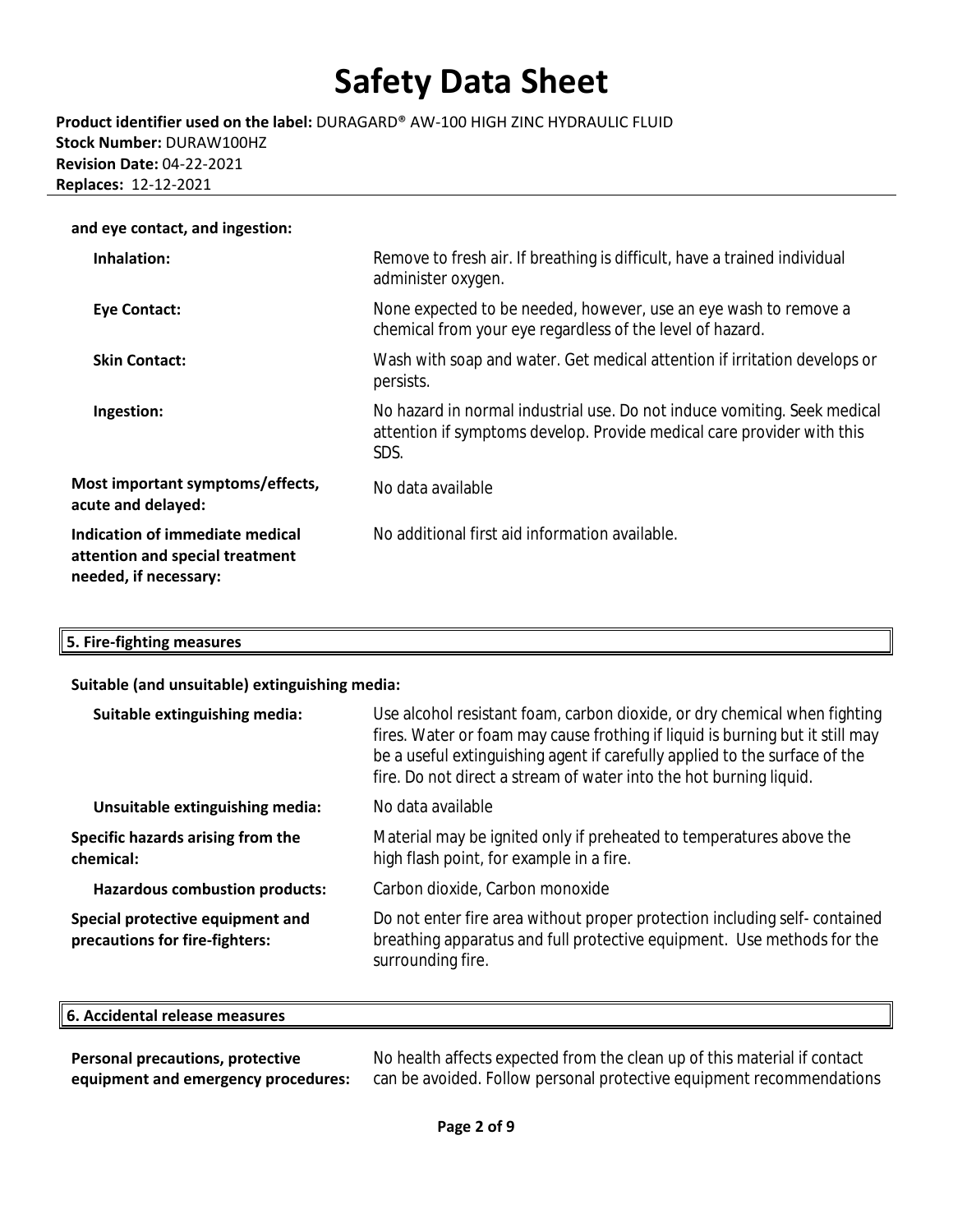**and eye contact, and ingestion:**

| | |
|---|---|
| **Inhalation:** | Remove to fresh air. If breathing is difficult, have a trained individual administer oxygen. |
| **Eye Contact:** | None expected to be needed, however, use an eye wash to remove a chemical from your eye regardless of the level of hazard. |
| **Skin Contact:** | Wash with soap and water. Get medical attention if irritation develops or persists. |
| **Ingestion:** | No hazard in normal industrial use. Do not induce vomiting. Seek medical attention if symptoms develop. Provide medical care provider with this SDS. |
| **Most important symptoms/effects, acute and delayed:** | No data available |
| **Indication of immediate medical attention and special treatment needed, if necessary:** | No additional first aid information available. |

## 5. Fire-fighting measures

**Suitable (and unsuitable) extinguishing media:**

| | |
|---|---|
| **Suitable extinguishing media:** | Use alcohol resistant foam, carbon dioxide, or dry chemical when fighting fires. Water or foam may cause frothing if liquid is burning but it still may be a useful extinguishing agent if carefully applied to the surface of the fire. Do not direct a stream of water into the hot burning liquid. |
| **Unsuitable extinguishing media:** | No data available |
| **Specific hazards arising from the chemical:** | Material may be ignited only if preheated to temperatures above the high flash point, for example in a fire. |
| **Hazardous combustion products:** | Carbon dioxide, Carbon monoxide |
| **Special protective equipment and precautions for fire-fighters:** | Do not enter fire area without proper protection including self- contained breathing apparatus and full protective equipment. Use methods for the surrounding fire. |

## 6. Accidental release measures

| | |
|---|---|
| **Personal precautions, protective equipment and emergency procedures:** | No health affects expected from the clean up of this material if contact can be avoided. Follow personal protective equipment recommendations |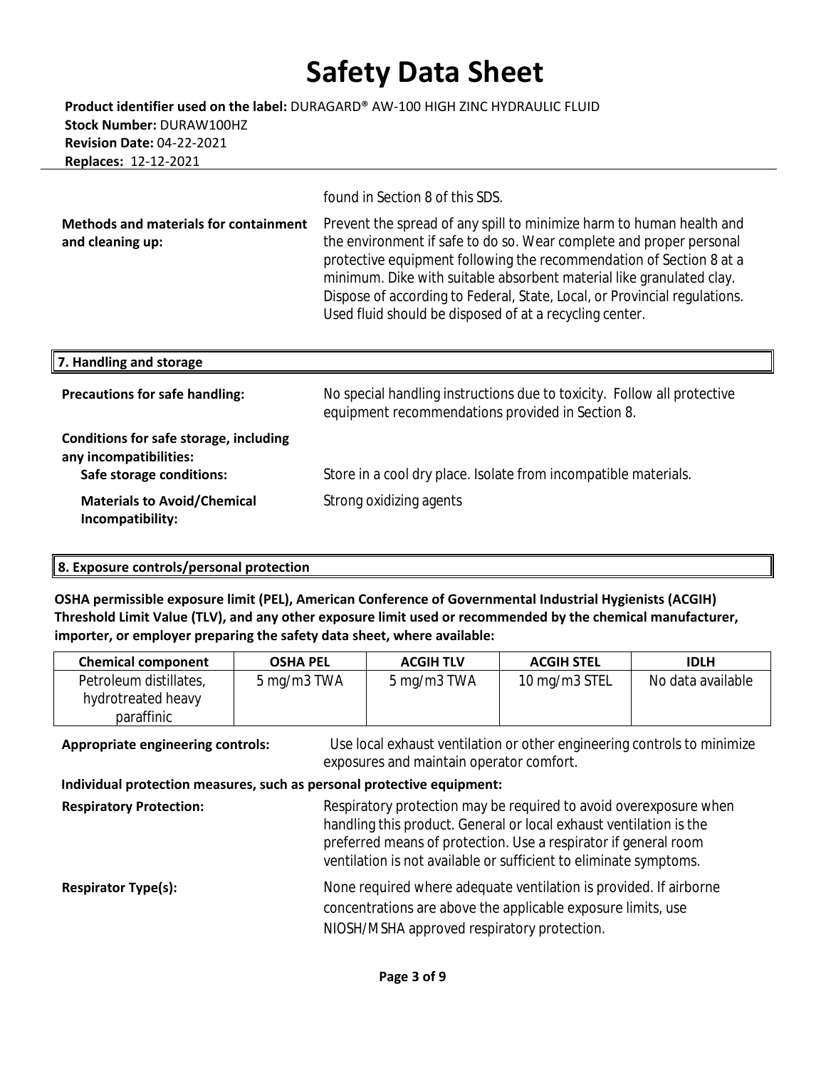found in Section 8 of this SDS.

**Methods and materials for containment and cleaning up:** Prevent the spread of any spill to minimize harm to human health and the environment if safe to do so. Wear complete and proper personal protective equipment following the recommendation of Section 8 at a minimum. Dike with suitable absorbent material like granulated clay. Dispose of according to Federal, State, Local, or Provincial regulations. Used fluid should be disposed of at a recycling center.

## 7. Handling and storage

**Precautions for safe handling:** No special handling instructions due to toxicity. Follow all protective equipment recommendations provided in Section 8.

**Conditions for safe storage, including any incompatibilities:**

**Safe storage conditions:** Store in a cool dry place. Isolate from incompatible materials.

**Materials to Avoid/Chemical Incompatibility:** Strong oxidizing agents

## 8. Exposure controls/personal protection

**OSHA permissible exposure limit (PEL), American Conference of Governmental Industrial Hygienists (ACGIH) Threshold Limit Value (TLV), and any other exposure limit used or recommended by the chemical manufacturer, importer, or employer preparing the safety data sheet, where available:**

| Chemical component | OSHA PEL | ACGIH TLV | ACGIH STEL | IDLH |
| --- | --- | --- | --- | --- |
| Petroleum distillates, hydrotreated heavy paraffinic | 5 mg/m3 TWA | 5 mg/m3 TWA | 10 mg/m3 STEL | No data available |

**Appropriate engineering controls:** Use local exhaust ventilation or other engineering controls to minimize exposures and maintain operator comfort.

**Individual protection measures, such as personal protective equipment:**

**Respiratory Protection:** Respiratory protection may be required to avoid overexposure when handling this product. General or local exhaust ventilation is the preferred means of protection. Use a respirator if general room ventilation is not available or sufficient to eliminate symptoms.

**Respirator Type(s):** None required where adequate ventilation is provided. If airborne concentrations are above the applicable exposure limits, use NIOSH/MSHA approved respiratory protection.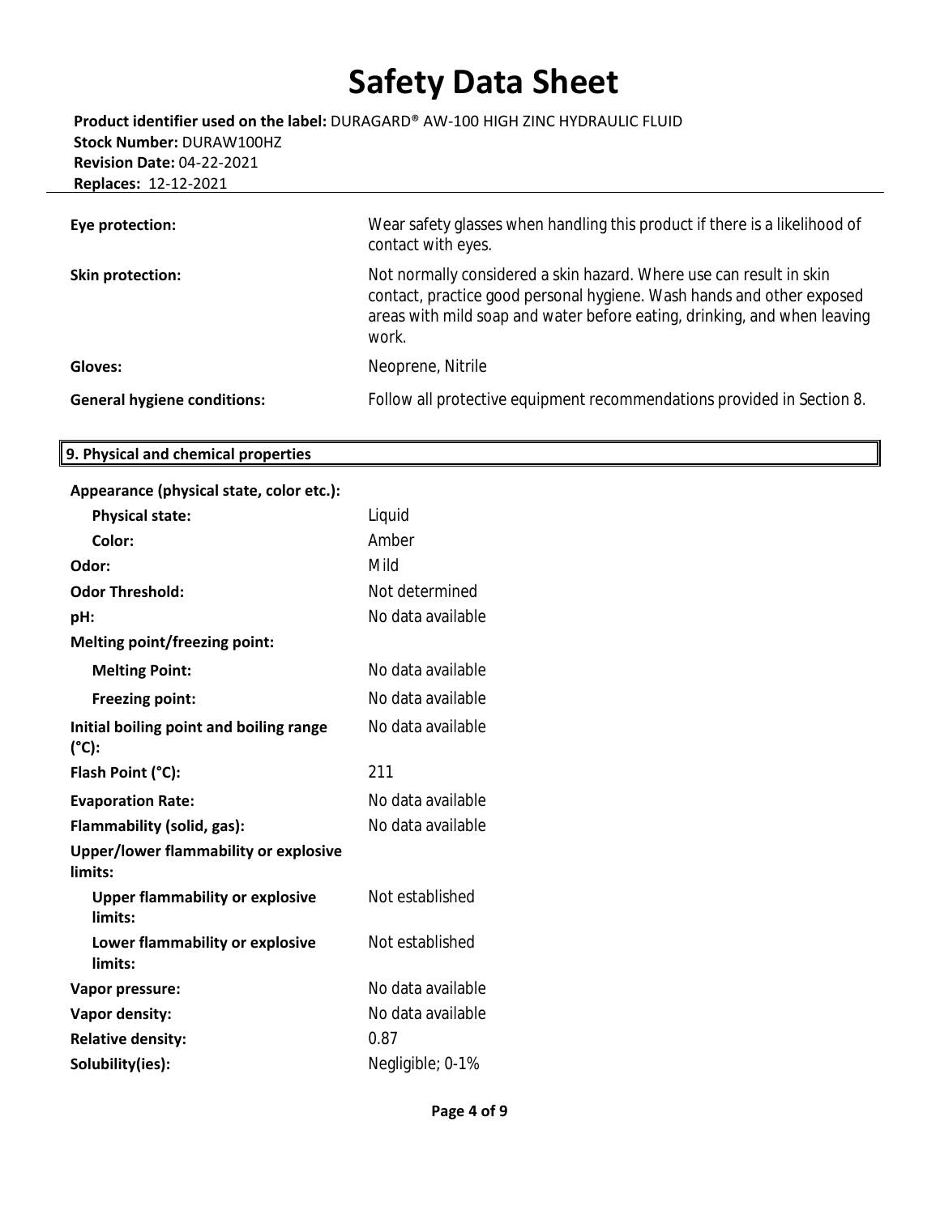| | |
|---|---|
| **Eye protection:** | Wear safety glasses when handling this product if there is a likelihood of contact with eyes. |
| **Skin protection:** | Not normally considered a skin hazard. Where use can result in skin contact, practice good personal hygiene. Wash hands and other exposed areas with mild soap and water before eating, drinking, and when leaving work. |
| **Gloves:** | Neoprene, Nitrile |
| **General hygiene conditions:** | Follow all protective equipment recommendations provided in Section 8. |

## 9. Physical and chemical properties

| | |
|---|---|
| **Appearance (physical state, color etc.):** | |
| **Physical state:** | Liquid |
| **Color:** | Amber |
| **Odor:** | Mild |
| **Odor Threshold:** | Not determined |
| **pH:** | No data available |
| **Melting point/freezing point:** | |
| **Melting Point:** | No data available |
| **Freezing point:** | No data available |
| **Initial boiling point and boiling range (°C):** | No data available |
| **Flash Point (°C):** | 211 |
| **Evaporation Rate:** | No data available |
| **Flammability (solid, gas):** | No data available |
| **Upper/lower flammability or explosive limits:** | |
| **Upper flammability or explosive limits:** | Not established |
| **Lower flammability or explosive limits:** | Not established |
| **Vapor pressure:** | No data available |
| **Vapor density:** | No data available |
| **Relative density:** | 0.87 |
| **Solubility(ies):** | Negligible; 0-1% |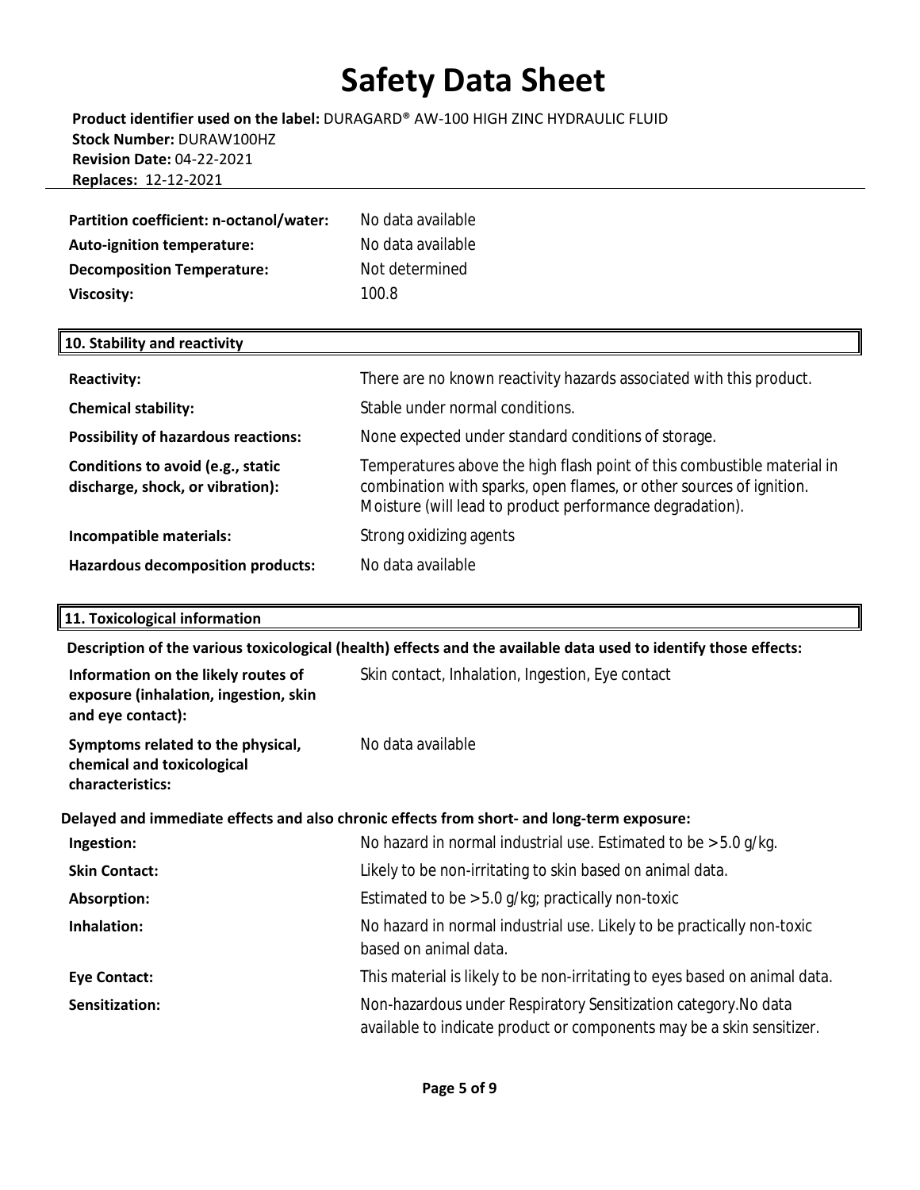# Safety Data Sheet

**Product identifier used on the label:** DURAGARD® AW-100 HIGH ZINC HYDRAULIC FLUID
**Stock Number:** DURAW100HZ
**Revision Date:** 04-22-2021
**Replaces:** 12-12-2021

| | |
|---|---|
| **Partition coefficient: n-octanol/water:** | No data available |
| **Auto-ignition temperature:** | No data available |
| **Decomposition Temperature:** | Not determined |
| **Viscosity:** | 100.8 |

## 10. Stability and reactivity

| | |
|---|---|
| **Reactivity:** | There are no known reactivity hazards associated with this product. |
| **Chemical stability:** | Stable under normal conditions. |
| **Possibility of hazardous reactions:** | None expected under standard conditions of storage. |
| **Conditions to avoid (e.g., static discharge, shock, or vibration):** | Temperatures above the high flash point of this combustible material in combination with sparks, open flames, or other sources of ignition. Moisture (will lead to product performance degradation). |
| **Incompatible materials:** | Strong oxidizing agents |
| **Hazardous decomposition products:** | No data available |

## 11. Toxicological information

**Description of the various toxicological (health) effects and the available data used to identify those effects:**

| | |
|---|---|
| **Information on the likely routes of exposure (inhalation, ingestion, skin and eye contact):** | Skin contact, Inhalation, Ingestion, Eye contact |
| **Symptoms related to the physical, chemical and toxicological characteristics:** | No data available |

**Delayed and immediate effects and also chronic effects from short- and long-term exposure:**

| | |
|---|---|
| **Ingestion:** | No hazard in normal industrial use. Estimated to be >5.0 g/kg. |
| **Skin Contact:** | Likely to be non-irritating to skin based on animal data. |
| **Absorption:** | Estimated to be >5.0 g/kg; practically non-toxic |
| **Inhalation:** | No hazard in normal industrial use. Likely to be practically non-toxic based on animal data. |
| **Eye Contact:** | This material is likely to be non-irritating to eyes based on animal data. |
| **Sensitization:** | Non-hazardous under Respiratory Sensitization category.No data available to indicate product or components may be a skin sensitizer. |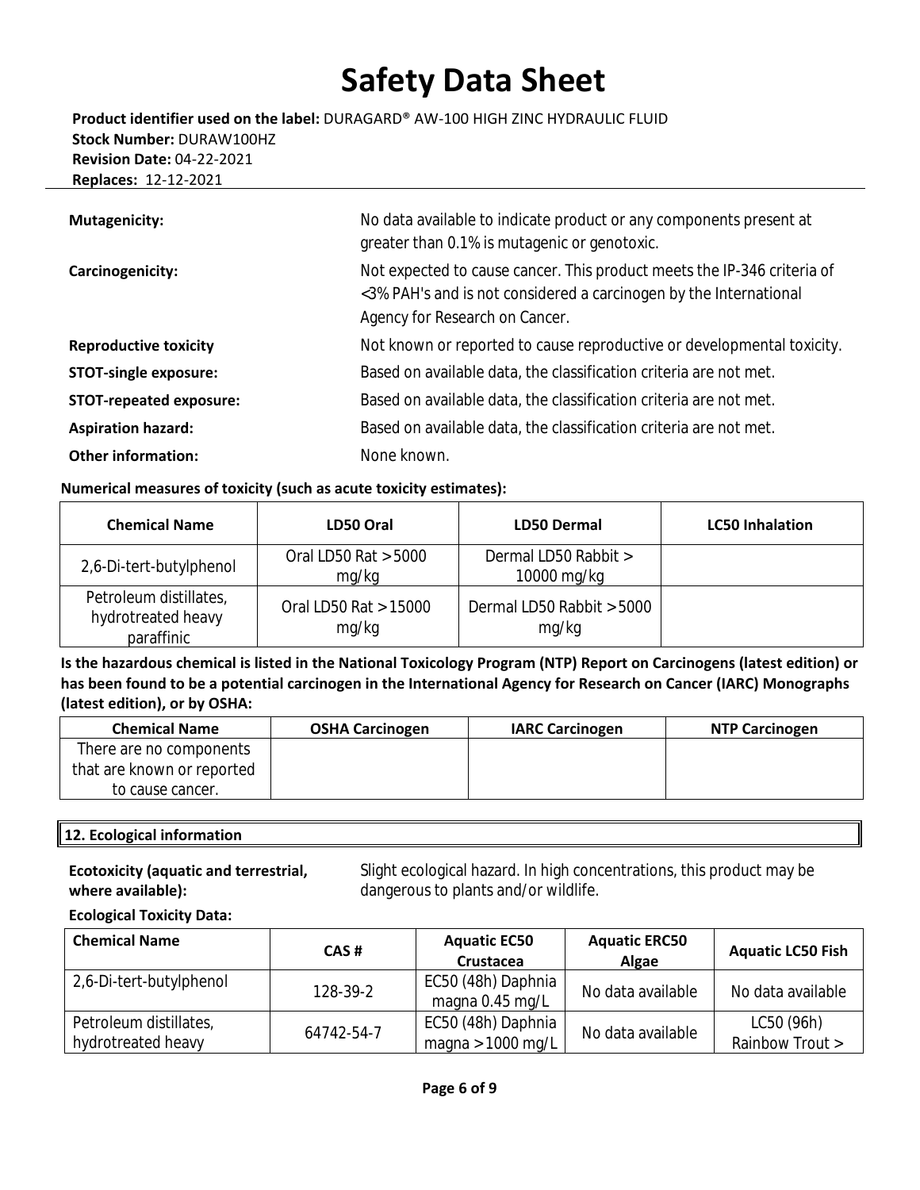| | |
|---|---|
| **Mutagenicity:** | No data available to indicate product or any components present at greater than 0.1% is mutagenic or genotoxic. |
| **Carcinogenicity:** | Not expected to cause cancer. This product meets the IP-346 criteria of <3% PAH's and is not considered a carcinogen by the International Agency for Research on Cancer. |
| **Reproductive toxicity** | Not known or reported to cause reproductive or developmental toxicity. |
| **STOT-single exposure:** | Based on available data, the classification criteria are not met. |
| **STOT-repeated exposure:** | Based on available data, the classification criteria are not met. |
| **Aspiration hazard:** | Based on available data, the classification criteria are not met. |
| **Other information:** | None known. |

**Numerical measures of toxicity (such as acute toxicity estimates):**

| Chemical Name | LD50 Oral | LD50 Dermal | LC50 Inhalation |
|---|---|---|---|
| 2,6-Di-tert-butylphenol | Oral LD50 Rat >5000 mg/kg | Dermal LD50 Rabbit > 10000 mg/kg | |
| Petroleum distillates, hydrotreated heavy paraffinic | Oral LD50 Rat >15000 mg/kg | Dermal LD50 Rabbit >5000 mg/kg | |

**Is the hazardous chemical is listed in the National Toxicology Program (NTP) Report on Carcinogens (latest edition) or has been found to be a potential carcinogen in the International Agency for Research on Cancer (IARC) Monographs (latest edition), or by OSHA:**

| Chemical Name | OSHA Carcinogen | IARC Carcinogen | NTP Carcinogen |
|---|---|---|---|
| There are no components that are known or reported to cause cancer. | | | |

## 12. Ecological information

**Ecotoxicity (aquatic and terrestrial, where available):** Slight ecological hazard. In high concentrations, this product may be dangerous to plants and/or wildlife.

**Ecological Toxicity Data:**

| Chemical Name | CAS # | Aquatic EC50 Crustacea | Aquatic ERC50 Algae | Aquatic LC50 Fish |
|---|---|---|---|---|
| 2,6-Di-tert-butylphenol | 128-39-2 | EC50 (48h) Daphnia magna 0.45 mg/L | No data available | No data available |
| Petroleum distillates, hydrotreated heavy | 64742-54-7 | EC50 (48h) Daphnia magna >1000 mg/L | No data available | LC50 (96h) Rainbow Trout > |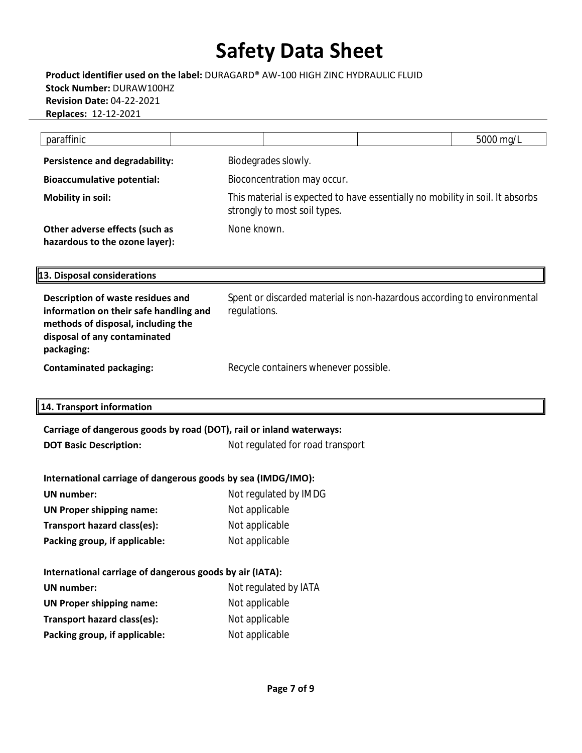| paraffinic | | | | | 5000 mg/L |
|---|---|---|---|---|---|

**Persistence and degradability:** Biodegrades slowly.

**Bioaccumulative potential:** Bioconcentration may occur.

**Mobility in soil:** This material is expected to have essentially no mobility in soil. It absorbs strongly to most soil types.

**Other adverse effects (such as hazardous to the ozone layer):** None known.

## 13. Disposal considerations

**Description of waste residues and information on their safe handling and methods of disposal, including the disposal of any contaminated packaging:** Spent or discarded material is non-hazardous according to environmental regulations.

**Contaminated packaging:** Recycle containers whenever possible.

## 14. Transport information

**Carriage of dangerous goods by road (DOT), rail or inland waterways:**

**DOT Basic Description:** Not regulated for road transport

**International carriage of dangerous goods by sea (IMDG/IMO):**

**UN number:** Not regulated by IMDG

**UN Proper shipping name:** Not applicable

**Transport hazard class(es):** Not applicable

**Packing group, if applicable:** Not applicable

**International carriage of dangerous goods by air (IATA):**

**UN number:** Not regulated by IATA

**UN Proper shipping name:** Not applicable

**Transport hazard class(es):** Not applicable

**Packing group, if applicable:** Not applicable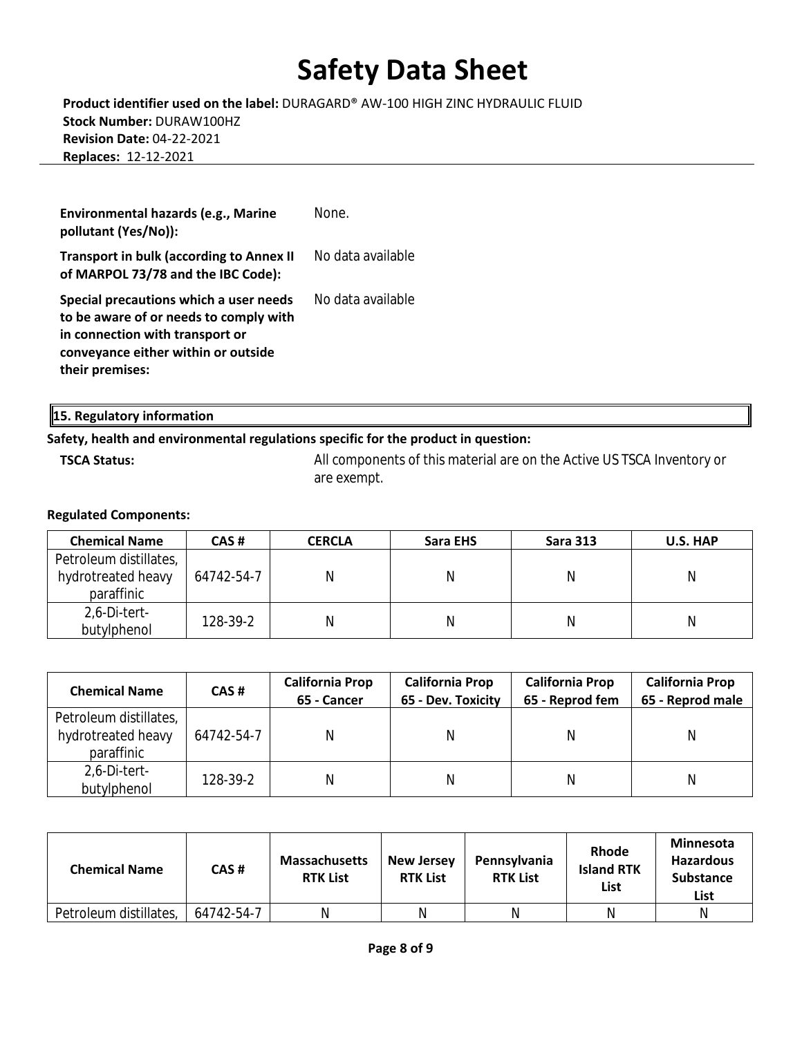| | |
|---|---|
| **Environmental hazards (e.g., Marine pollutant (Yes/No)):** | None. |
| **Transport in bulk (according to Annex II of MARPOL 73/78 and the IBC Code):** | No data available |
| **Special precautions which a user needs to be aware of or needs to comply with in connection with transport or conveyance either within or outside their premises:** | No data available |

## 15. Regulatory information

**Safety, health and environmental regulations specific for the product in question:**

**TSCA Status:** All components of this material are on the Active US TSCA Inventory or are exempt.

**Regulated Components:**

| Chemical Name | CAS # | CERCLA | Sara EHS | Sara 313 | U.S. HAP |
|---|---|---|---|---|---|
| Petroleum distillates, hydrotreated heavy paraffinic | 64742-54-7 | N | N | N | N |
| 2,6-Di-tert-butylphenol | 128-39-2 | N | N | N | N |

| Chemical Name | CAS # | California Prop 65 - Cancer | California Prop 65 - Dev. Toxicity | California Prop 65 - Reprod fem | California Prop 65 - Reprod male |
|---|---|---|---|---|---|
| Petroleum distillates, hydrotreated heavy paraffinic | 64742-54-7 | N | N | N | N |
| 2,6-Di-tert-butylphenol | 128-39-2 | N | N | N | N |

| Chemical Name | CAS # | Massachusetts RTK List | New Jersey RTK List | Pennsylvania RTK List | Rhode Island RTK List | Minnesota Hazardous Substance List |
|---|---|---|---|---|---|---|
| Petroleum distillates, | 64742-54-7 | N | N | N | N | N |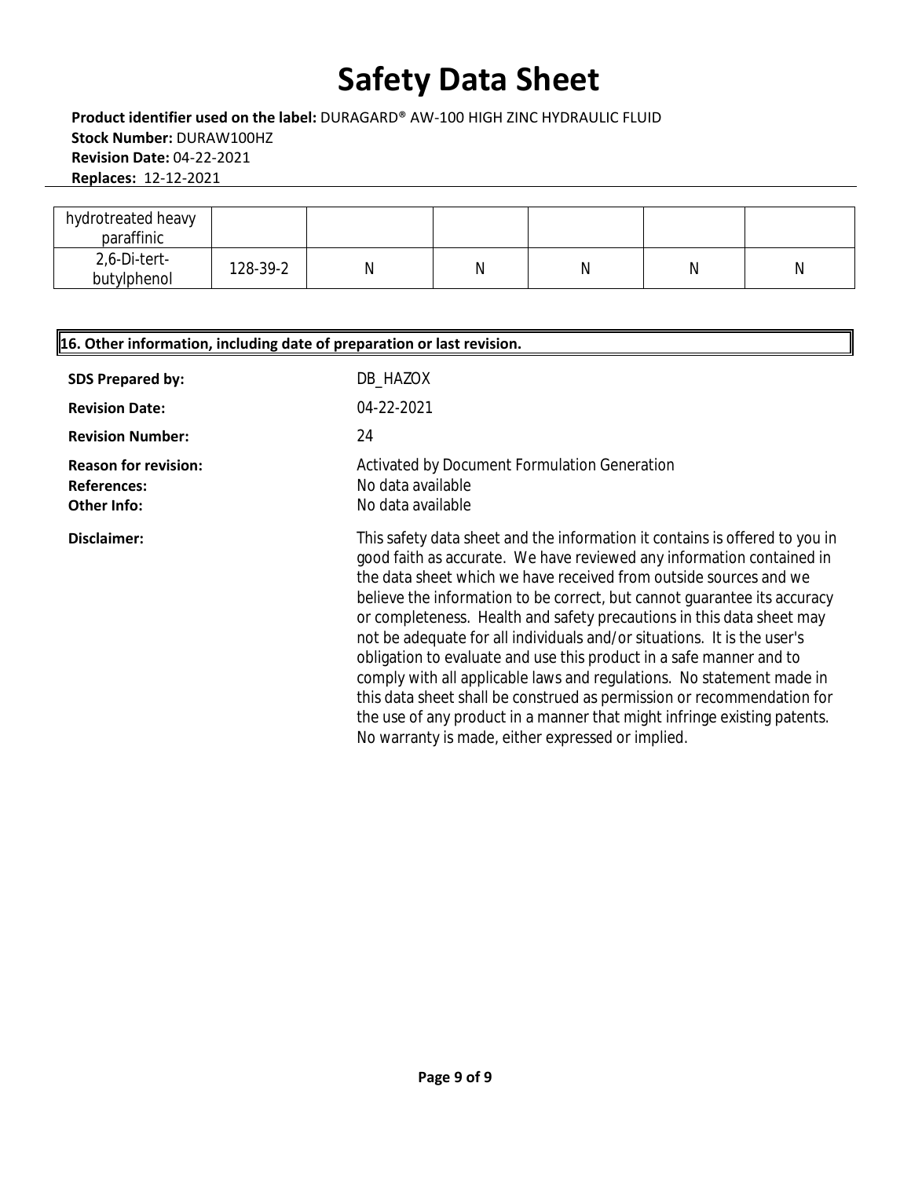| | | | | | | |
|---|---|---|---|---|---|---|
| hydrotreated heavy paraffinic | | | | | | |
| 2,6-Di-tert-butylphenol | 128-39-2 | N | N | N | N | N |

## 16. Other information, including date of preparation or last revision.

**SDS Prepared by:** DB_HAZOX

**Revision Date:** 04-22-2021

**Revision Number:** 24

**Reason for revision:** Activated by Document Formulation Generation

**References:** No data available

**Other Info:** No data available

**Disclaimer:** This safety data sheet and the information it contains is offered to you in good faith as accurate. We have reviewed any information contained in the data sheet which we have received from outside sources and we believe the information to be correct, but cannot guarantee its accuracy or completeness. Health and safety precautions in this data sheet may not be adequate for all individuals and/or situations. It is the user's obligation to evaluate and use this product in a safe manner and to comply with all applicable laws and regulations. No statement made in this data sheet shall be construed as permission or recommendation for the use of any product in a manner that might infringe existing patents. No warranty is made, either expressed or implied.